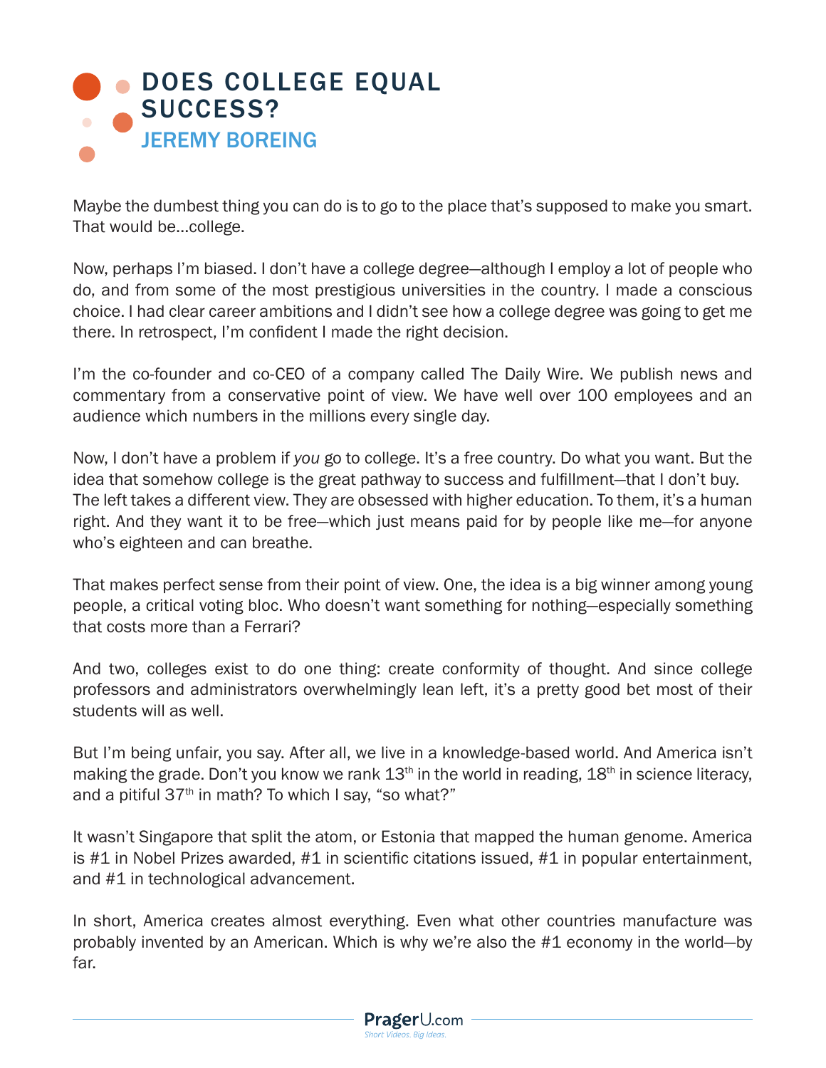# DOES COLLEGE EQUAL SUCCESS?

## JEREMY BOREING

Maybe the dumbest thing you can do is to go to the place that's supposed to make you smart. That would be…college.

Now, perhaps I'm biased. I don't have a college degree—although I employ a lot of people who do, and from some of the most prestigious universities in the country. I made a conscious choice. I had clear career ambitions and I didn't see how a college degree was going to get me there. In retrospect, I'm confident I made the right decision.

I'm the co-founder and co-CEO of a company called The Daily Wire. We publish news and commentary from a conservative point of view. We have well over 100 employees and an audience which numbers in the millions every single day.

Now, I don't have a problem if *you* go to college. It's a free country. Do what you want. But the idea that somehow college is the great pathway to success and fulfillment—that I don't buy. The left takes a different view. They are obsessed with higher education. To them, it's a human right. And they want it to be free—which just means paid for by people like me—for anyone who's eighteen and can breathe.

That makes perfect sense from their point of view. One, the idea is a big winner among young people, a critical voting bloc. Who doesn't want something for nothing—especially something that costs more than a Ferrari?

And two, colleges exist to do one thing: create conformity of thought. And since college professors and administrators overwhelmingly lean left, it's a pretty good bet most of their students will as well.

But I'm being unfair, you say. After all, we live in a knowledge-based world. And America isn't making the grade. Don't you know we rank 13th in the world in reading, 18th in science literacy, and a pitiful 37th in math? To which I say, "so what?"

It wasn't Singapore that split the atom, or Estonia that mapped the human genome. America is #1 in Nobel Prizes awarded, #1 in scientific citations issued, #1 in popular entertainment, and #1 in technological advancement.

In short, America creates almost everything. Even what other countries manufacture was probably invented by an American. Which is why we're also the #1 economy in the world—by far.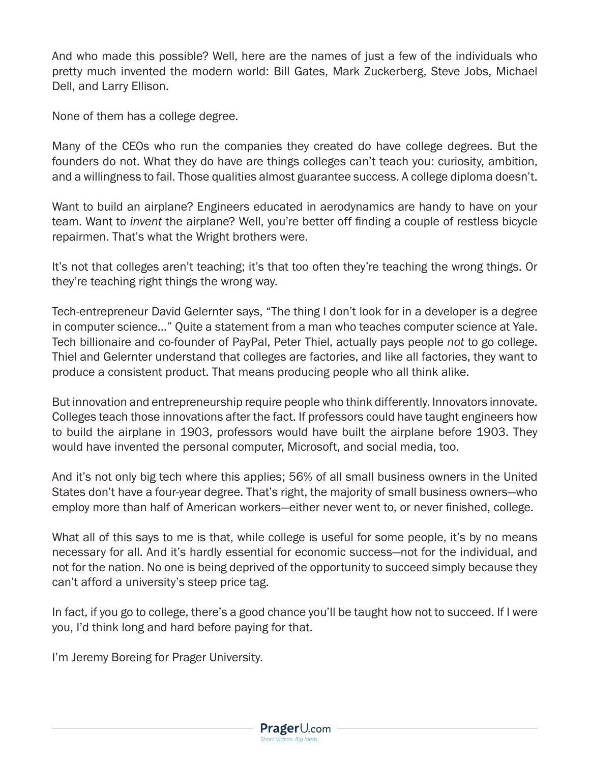And who made this possible? Well, here are the names of just a few of the individuals who pretty much invented the modern world: Bill Gates, Mark Zuckerberg, Steve Jobs, Michael Dell, and Larry Ellison.

None of them has a college degree.

Many of the CEOs who run the companies they created do have college degrees. But the founders do not. What they do have are things colleges can't teach you: curiosity, ambition, and a willingness to fail. Those qualities almost guarantee success. A college diploma doesn't.

Want to build an airplane? Engineers educated in aerodynamics are handy to have on your team. Want to *invent* the airplane? Well, you're better off finding a couple of restless bicycle repairmen. That's what the Wright brothers were.

It's not that colleges aren't teaching; it's that too often they're teaching the wrong things. Or they're teaching right things the wrong way.

Tech-entrepreneur David Gelernter says, "The thing I don't look for in a developer is a degree in computer science..." Quite a statement from a man who teaches computer science at Yale. Tech billionaire and co-founder of PayPal, Peter Thiel, actually pays people *not* to go college. Thiel and Gelernter understand that colleges are factories, and like all factories, they want to produce a consistent product. That means producing people who all think alike.

But innovation and entrepreneurship require people who think differently. Innovators innovate. Colleges teach those innovations after the fact. If professors could have taught engineers how to build the airplane in 1903, professors would have built the airplane before 1903. They would have invented the personal computer, Microsoft, and social media, too.

And it's not only big tech where this applies; 56% of all small business owners in the United States don't have a four-year degree. That's right, the majority of small business owners—who employ more than half of American workers—either never went to, or never finished, college.

What all of this says to me is that, while college is useful for some people, it's by no means necessary for all. And it's hardly essential for economic success—not for the individual, and not for the nation. No one is being deprived of the opportunity to succeed simply because they can't afford a university's steep price tag.

In fact, if you go to college, there's a good chance you'll be taught how not to succeed. If I were you, I'd think long and hard before paying for that.

I'm Jeremy Boreing for Prager University.